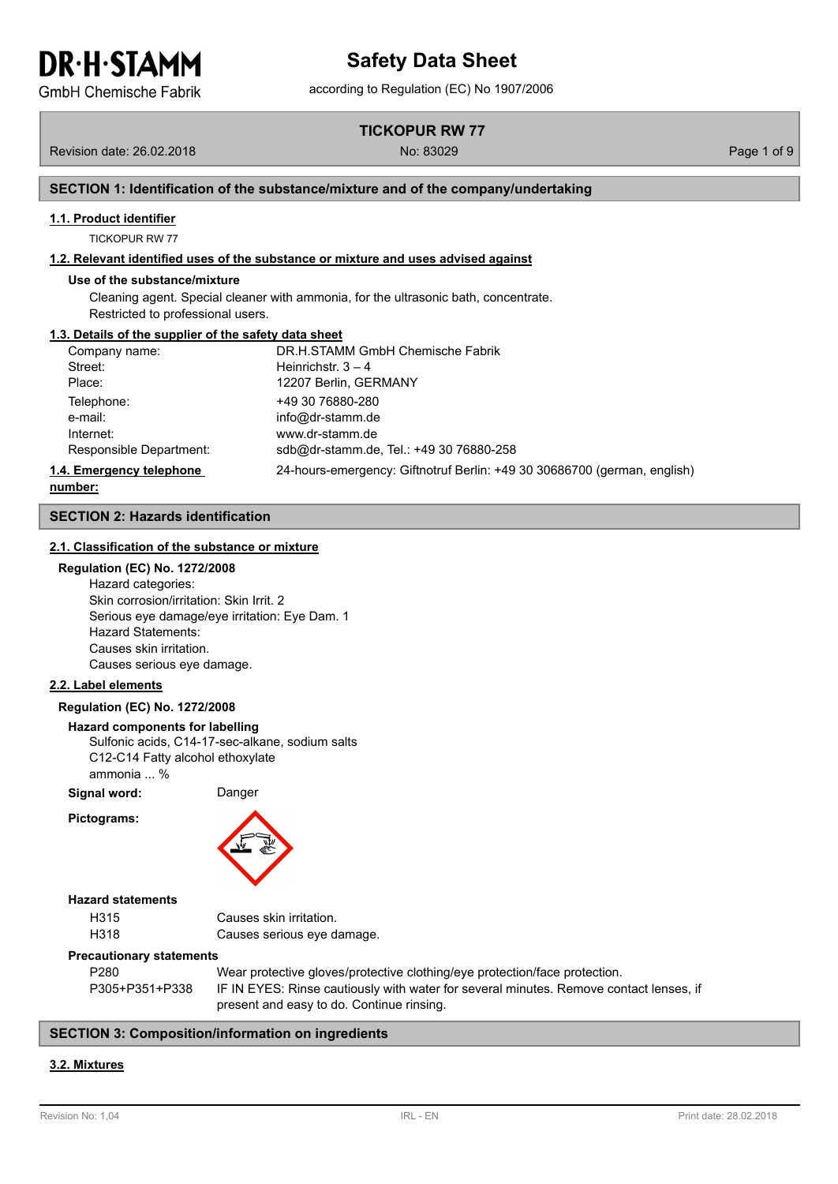# Safety Data Sheet

according to Regulation (EC) No 1907/2006

**TICKOPUR RW 77**

Revision date: 26.02.2018 No: 83029

## SECTION 1: Identification of the substance/mixture and of the company/undertaking

### 1.1. Product identifier

TICKOPUR RW 77

### 1.2. Relevant identified uses of the substance or mixture and uses advised against

**Use of the substance/mixture**

Cleaning agent. Special cleaner with ammonia, for the ultrasonic bath, concentrate.
Restricted to professional users.

### 1.3. Details of the supplier of the safety data sheet

| | |
|---|---|
| Company name: | DR.H.STAMM GmbH Chemische Fabrik |
| Street: | Heinrichstr. 3 – 4 |
| Place: | 12207 Berlin, GERMANY |
| Telephone: | +49 30 76880-280 |
| e-mail: | info@dr-stamm.de |
| Internet: | www.dr-stamm.de |
| Responsible Department: | sdb@dr-stamm.de, Tel.: +49 30 76880-258 |

### 1.4. Emergency telephone number:

24-hours-emergency: Giftnotruf Berlin: +49 30 30686700 (german, english)

## SECTION 2: Hazards identification

### 2.1. Classification of the substance or mixture

**Regulation (EC) No. 1272/2008**

Hazard categories:
Skin corrosion/irritation: Skin Irrit. 2
Serious eye damage/eye irritation: Eye Dam. 1
Hazard Statements:
Causes skin irritation.
Causes serious eye damage.

### 2.2. Label elements

**Regulation (EC) No. 1272/2008**

**Hazard components for labelling**

Sulfonic acids, C14-17-sec-alkane, sodium salts
C12-C14 Fatty alcohol ethoxylate
ammonia ... %

**Signal word:** Danger

**Pictograms:**

**Hazard statements**

| | |
|---|---|
| H315 | Causes skin irritation. |
| H318 | Causes serious eye damage. |

**Precautionary statements**

| | |
|---|---|
| P280 | Wear protective gloves/protective clothing/eye protection/face protection. |
| P305+P351+P338 | IF IN EYES: Rinse cautiously with water for several minutes. Remove contact lenses, if present and easy to do. Continue rinsing. |

## SECTION 3: Composition/information on ingredients

### 3.2. Mixtures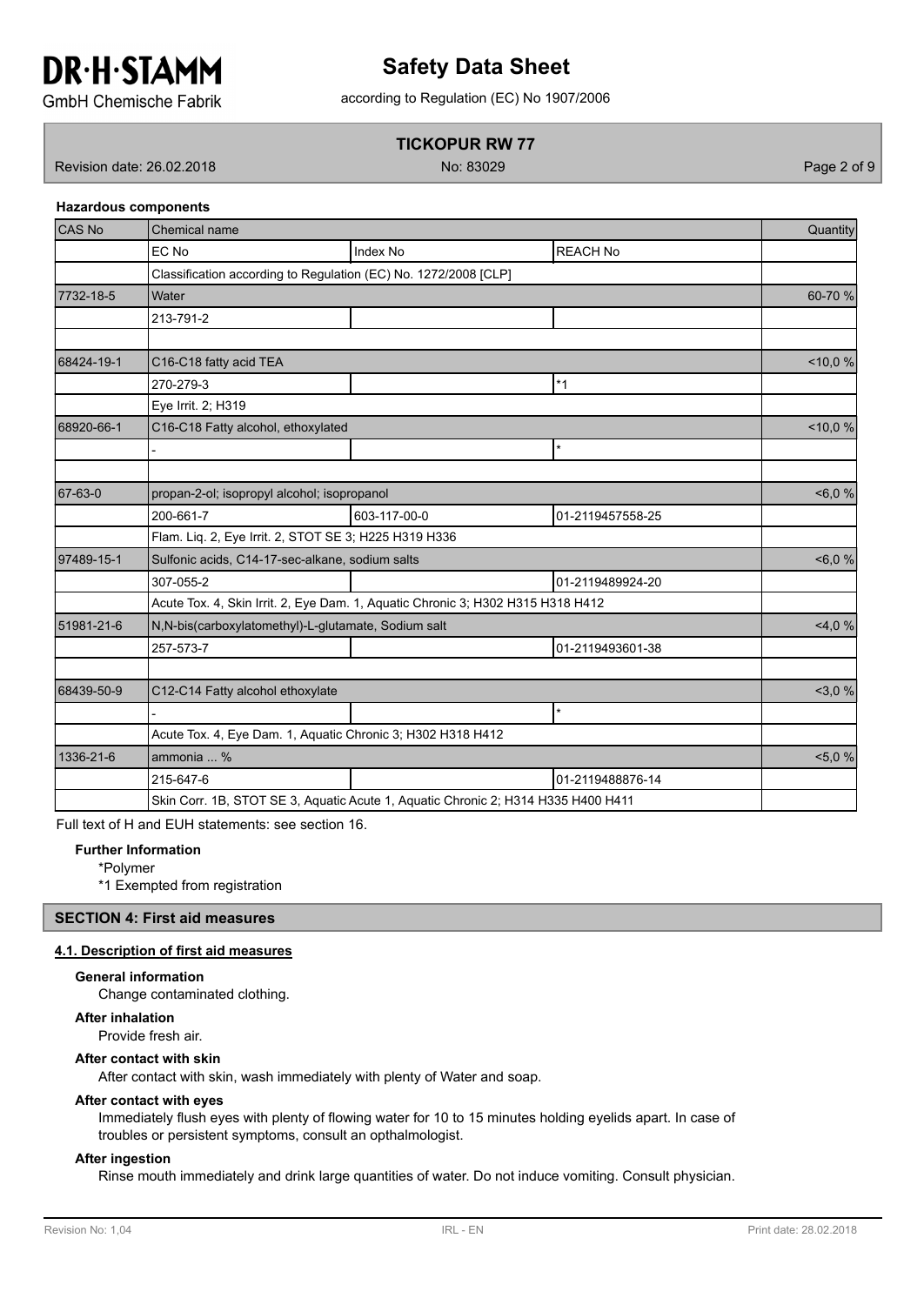### Hazardous components

| CAS No | Chemical name | | | Quantity |
|---|---|---|---|---|
| | EC No | Index No | REACH No | |
| | Classification according to Regulation (EC) No. 1272/2008 [CLP] | | | |
| 7732-18-5 | Water | | | 60-70 % |
| | 213-791-2 | | | |
| | | | | |
| 68424-19-1 | C16-C18 fatty acid TEA | | | <10,0 % |
| | 270-279-3 | | *1 | |
| | Eye Irrit. 2; H319 | | | |
| 68920-66-1 | C16-C18 Fatty alcohol, ethoxylated | | | <10,0 % |
| | - | | * | |
| | | | | |
| 67-63-0 | propan-2-ol; isopropyl alcohol; isopropanol | | | <6,0 % |
| | 200-661-7 | 603-117-00-0 | 01-2119457558-25 | |
| | Flam. Liq. 2, Eye Irrit. 2, STOT SE 3; H225 H319 H336 | | | |
| 97489-15-1 | Sulfonic acids, C14-17-sec-alkane, sodium salts | | | <6,0 % |
| | 307-055-2 | | 01-2119489924-20 | |
| | Acute Tox. 4, Skin Irrit. 2, Eye Dam. 1, Aquatic Chronic 3; H302 H315 H318 H412 | | | |
| 51981-21-6 | N,N-bis(carboxylatomethyl)-L-glutamate, Sodium salt | | | <4,0 % |
| | 257-573-7 | | 01-2119493601-38 | |
| | | | | |
| 68439-50-9 | C12-C14 Fatty alcohol ethoxylate | | | <3,0 % |
| | - | | * | |
| | Acute Tox. 4, Eye Dam. 1, Aquatic Chronic 3; H302 H318 H412 | | | |
| 1336-21-6 | ammonia ... % | | | <5,0 % |
| | 215-647-6 | | 01-2119488876-14 | |
| | Skin Corr. 1B, STOT SE 3, Aquatic Acute 1, Aquatic Chronic 2; H314 H335 H400 H411 | | | |

Full text of H and EUH statements: see section 16.

**Further Information**

*Polymer

*1 Exempted from registration

## SECTION 4: First aid measures

### 4.1. Description of first aid measures

**General information**

Change contaminated clothing.

**After inhalation**

Provide fresh air.

**After contact with skin**

After contact with skin, wash immediately with plenty of Water and soap.

**After contact with eyes**

Immediately flush eyes with plenty of flowing water for 10 to 15 minutes holding eyelids apart. In case of troubles or persistent symptoms, consult an opthalmologist.

**After ingestion**

Rinse mouth immediately and drink large quantities of water. Do not induce vomiting. Consult physician.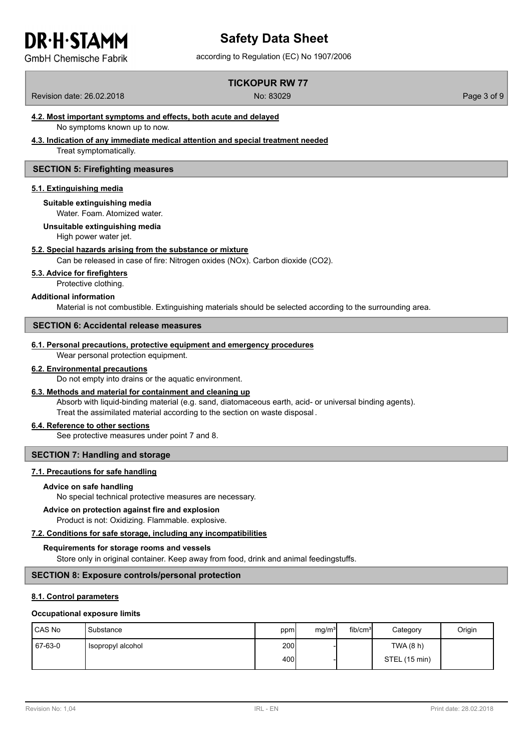#### 4.2. Most important symptoms and effects, both acute and delayed

No symptoms known up to now.

#### 4.3. Indication of any immediate medical attention and special treatment needed

Treat symptomatically.

## SECTION 5: Firefighting measures

#### 5.1. Extinguishing media

**Suitable extinguishing media**

Water. Foam. Atomized water.

**Unsuitable extinguishing media**

High power water jet.

#### 5.2. Special hazards arising from the substance or mixture

Can be released in case of fire: Nitrogen oxides (NOx). Carbon dioxide ($CO_2$).

#### 5.3. Advice for firefighters

Protective clothing.

**Additional information**

Material is not combustible. Extinguishing materials should be selected according to the surrounding area.

## SECTION 6: Accidental release measures

#### 6.1. Personal precautions, protective equipment and emergency procedures

Wear personal protection equipment.

#### 6.2. Environmental precautions

Do not empty into drains or the aquatic environment.

#### 6.3. Methods and material for containment and cleaning up

Absorb with liquid-binding material (e.g. sand, diatomaceous earth, acid- or universal binding agents).
Treat the assimilated material according to the section on waste disposal.

#### 6.4. Reference to other sections

See protective measures under point 7 and 8.

## SECTION 7: Handling and storage

#### 7.1. Precautions for safe handling

**Advice on safe handling**

No special technical protective measures are necessary.

**Advice on protection against fire and explosion**

Product is not: Oxidizing. Flammable. explosive.

#### 7.2. Conditions for safe storage, including any incompatibilities

**Requirements for storage rooms and vessels**

Store only in original container. Keep away from food, drink and animal feedingstuffs.

## SECTION 8: Exposure controls/personal protection

#### 8.1. Control parameters

**Occupational exposure limits**

| CAS No | Substance | ppm | mg/m³ | fib/cm³ | Category | Origin |
|---|---|---|---|---|---|---|
| 67-63-0 | Isopropyl alcohol | 200 | - | | TWA (8 h) | |
| | | 400 | - | | STEL (15 min) | |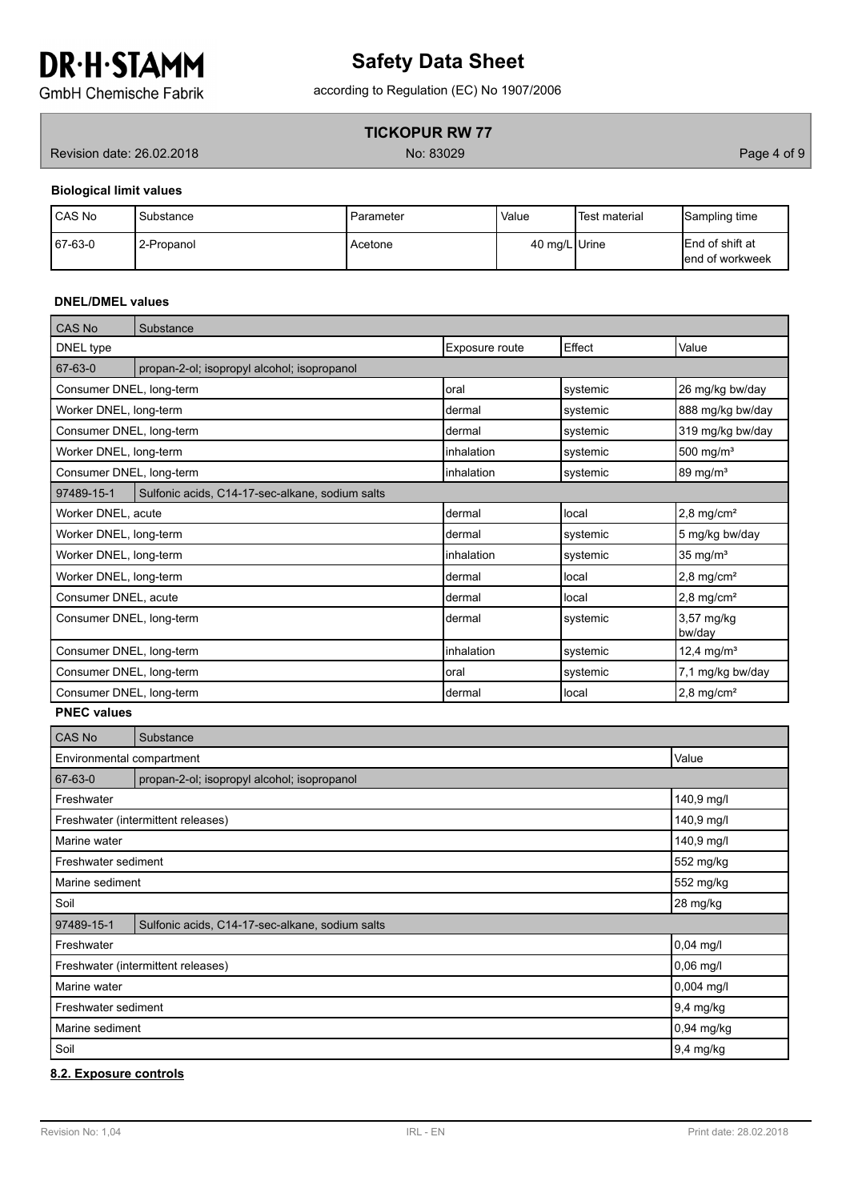**Biological limit values**

| CAS No | Substance | Parameter | Value | Test material | Sampling time |
|---|---|---|---|---|---|
| 67-63-0 | 2-Propanol | Acetone | 40 mg/L | Urine | End of shift at end of workweek |

**DNEL/DMEL values**

| CAS No | Substance | | | |
|---|---|---|---|---|
| DNEL type | | Exposure route | Effect | Value |
| 67-63-0 | propan-2-ol; isopropyl alcohol; isopropanol | | | |
| Consumer DNEL, long-term | | oral | systemic | 26 mg/kg bw/day |
| Worker DNEL, long-term | | dermal | systemic | 888 mg/kg bw/day |
| Consumer DNEL, long-term | | dermal | systemic | 319 mg/kg bw/day |
| Worker DNEL, long-term | | inhalation | systemic | 500 mg/m³ |
| Consumer DNEL, long-term | | inhalation | systemic | 89 mg/m³ |
| 97489-15-1 | Sulfonic acids, C14-17-sec-alkane, sodium salts | | | |
| Worker DNEL, acute | | dermal | local | 2,8 mg/cm² |
| Worker DNEL, long-term | | dermal | systemic | 5 mg/kg bw/day |
| Worker DNEL, long-term | | inhalation | systemic | 35 mg/m³ |
| Worker DNEL, long-term | | dermal | local | 2,8 mg/cm² |
| Consumer DNEL, acute | | dermal | local | 2,8 mg/cm² |
| Consumer DNEL, long-term | | dermal | systemic | 3,57 mg/kg bw/day |
| Consumer DNEL, long-term | | inhalation | systemic | 12,4 mg/m³ |
| Consumer DNEL, long-term | | oral | systemic | 7,1 mg/kg bw/day |
| Consumer DNEL, long-term | | dermal | local | 2,8 mg/cm² |

**PNEC values**

| CAS No | Substance | |
|---|---|---|
| Environmental compartment | | Value |
| 67-63-0 | propan-2-ol; isopropyl alcohol; isopropanol | |
| Freshwater | | 140,9 mg/l |
| Freshwater (intermittent releases) | | 140,9 mg/l |
| Marine water | | 140,9 mg/l |
| Freshwater sediment | | 552 mg/kg |
| Marine sediment | | 552 mg/kg |
| Soil | | 28 mg/kg |
| 97489-15-1 | Sulfonic acids, C14-17-sec-alkane, sodium salts | |
| Freshwater | | 0,04 mg/l |
| Freshwater (intermittent releases) | | 0,06 mg/l |
| Marine water | | 0,004 mg/l |
| Freshwater sediment | | 9,4 mg/kg |
| Marine sediment | | 0,94 mg/kg |
| Soil | | 9,4 mg/kg |

**8.2. Exposure controls**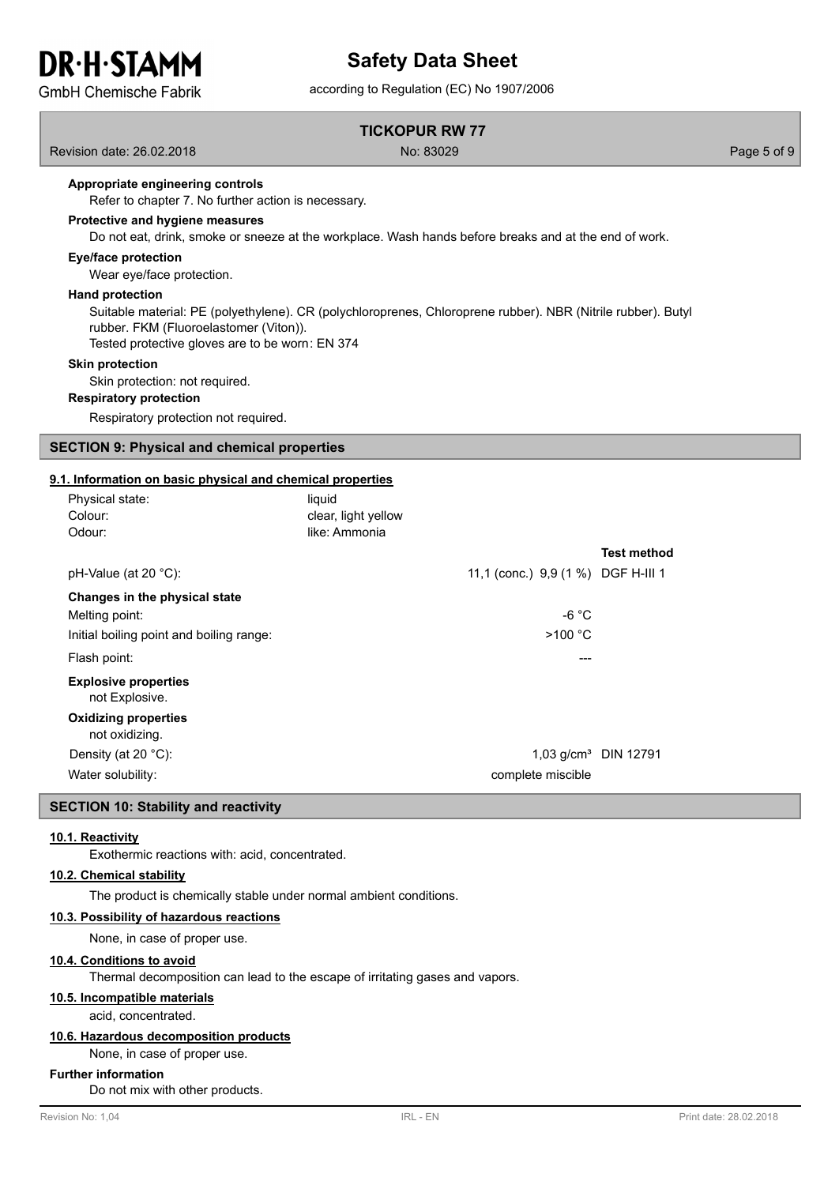**Appropriate engineering controls**

Refer to chapter 7. No further action is necessary.

**Protective and hygiene measures**

Do not eat, drink, smoke or sneeze at the workplace. Wash hands before breaks and at the end of work.

**Eye/face protection**

Wear eye/face protection.

**Hand protection**

Suitable material: PE (polyethylene). CR (polychloroprenes, Chloroprene rubber). NBR (Nitrile rubber). Butyl rubber. FKM (Fluoroelastomer (Viton)).
Tested protective gloves are to be worn: EN 374

**Skin protection**

Skin protection: not required.

**Respiratory protection**

Respiratory protection not required.

## SECTION 9: Physical and chemical properties

### 9.1. Information on basic physical and chemical properties

| | | |
|---|---|---|
| Physical state: | liquid | |
| Colour: | clear, light yellow | |
| Odour: | like: Ammonia | |
| | | **Test method** |
| pH-Value (at 20 °C): | 11,1 (conc.) 9,9 (1 %) | DGF H-III 1 |
| **Changes in the physical state** | | |
| Melting point: | -6 °C | |
| Initial boiling point and boiling range: | >100 °C | |
| Flash point: | --- | |
| **Explosive properties** | | |
| not Explosive. | | |
| **Oxidizing properties** | | |
| not oxidizing. | | |
| Density (at 20 °C): | 1,03 g/cm³ | DIN 12791 |
| Water solubility: | complete miscible | |

## SECTION 10: Stability and reactivity

### 10.1. Reactivity

Exothermic reactions with: acid, concentrated.

### 10.2. Chemical stability

The product is chemically stable under normal ambient conditions.

### 10.3. Possibility of hazardous reactions

None, in case of proper use.

### 10.4. Conditions to avoid

Thermal decomposition can lead to the escape of irritating gases and vapors.

### 10.5. Incompatible materials

acid, concentrated.

### 10.6. Hazardous decomposition products

None, in case of proper use.

**Further information**

Do not mix with other products.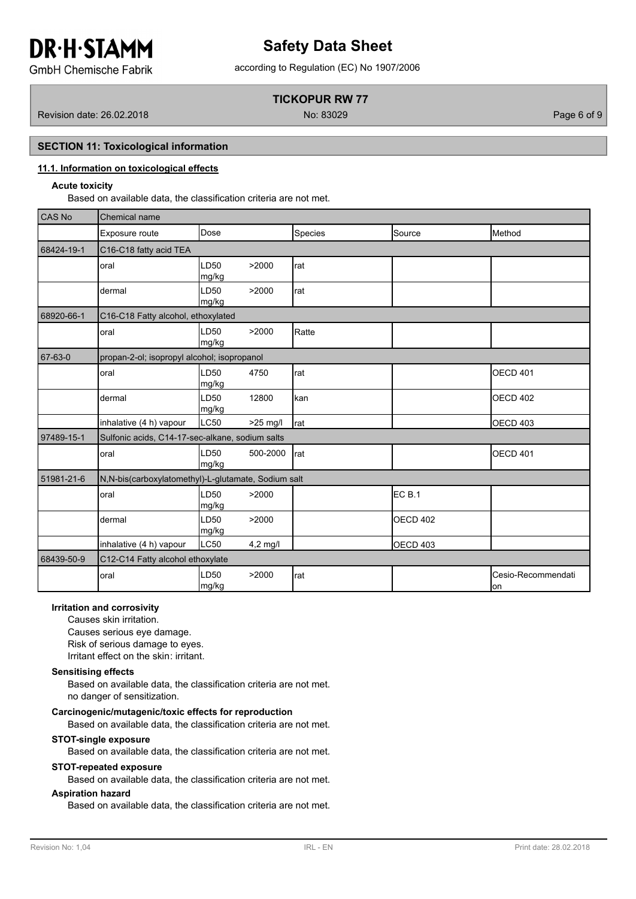## SECTION 11: Toxicological information

### 11.1. Information on toxicological effects

**Acute toxicity**

Based on available data, the classification criteria are not met.

| CAS No | Chemical name | | | | |
|---|---|---|---|---|---|
| | Exposure route | Dose | Species | Source | Method |
| 68424-19-1 | C16-C18 fatty acid TEA | | | | |
| | oral | LD50 >2000 mg/kg | rat | | |
| | dermal | LD50 >2000 mg/kg | rat | | |
| 68920-66-1 | C16-C18 Fatty alcohol, ethoxylated | | | | |
| | oral | LD50 >2000 mg/kg | Ratte | | |
| 67-63-0 | propan-2-ol; isopropyl alcohol; isopropanol | | | | |
| | oral | LD50 4750 mg/kg | rat | | OECD 401 |
| | dermal | LD50 12800 mg/kg | kan | | OECD 402 |
| | inhalative (4 h) vapour | LC50 >25 mg/l | rat | | OECD 403 |
| 97489-15-1 | Sulfonic acids, C14-17-sec-alkane, sodium salts | | | | |
| | oral | LD50 500-2000 mg/kg | rat | | OECD 401 |
| 51981-21-6 | N,N-bis(carboxylatomethyl)-L-glutamate, Sodium salt | | | | |
| | oral | LD50 >2000 mg/kg | | EC B.1 | |
| | dermal | LD50 >2000 mg/kg | | OECD 402 | |
| | inhalative (4 h) vapour | LC50 4,2 mg/l | | OECD 403 | |
| 68439-50-9 | C12-C14 Fatty alcohol ethoxylate | | | | |
| | oral | LD50 >2000 mg/kg | rat | | Cesio-Recommendation |

**Irritation and corrosivity**

Causes skin irritation.
Causes serious eye damage.
Risk of serious damage to eyes.
Irritant effect on the skin: irritant.

**Sensitising effects**

Based on available data, the classification criteria are not met.
no danger of sensitization.

**Carcinogenic/mutagenic/toxic effects for reproduction**

Based on available data, the classification criteria are not met.

**STOT-single exposure**

Based on available data, the classification criteria are not met.

**STOT-repeated exposure**

Based on available data, the classification criteria are not met.

**Aspiration hazard**

Based on available data, the classification criteria are not met.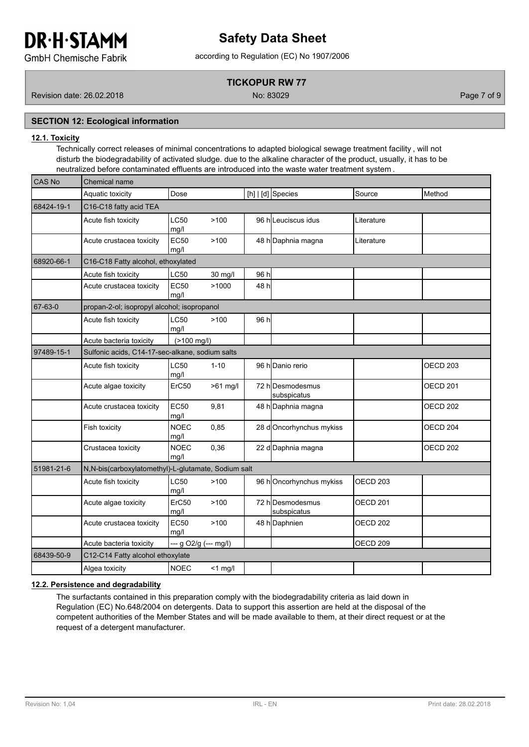## SECTION 12: Ecological information

### 12.1. Toxicity

Technically correct releases of minimal concentrations to adapted biological sewage treatment facility , will not disturb the biodegradability of activated sludge. due to the alkaline character of the product, usually, it has to be neutralized before contaminated effluents are introduced into the waste water treatment system .

| CAS No | Chemical name | | | | | | |
|---|---|---|---|---|---|---|---|
| | Aquatic toxicity | Dose | | [h] \| [d] | Species | Source | Method |
| 68424-19-1 | C16-C18 fatty acid TEA | | | | | | |
| | Acute fish toxicity | LC50 mg/l | >100 | 96 h | Leuciscus idus | Literature | |
| | Acute crustacea toxicity | EC50 mg/l | >100 | 48 h | Daphnia magna | Literature | |
| 68920-66-1 | C16-C18 Fatty alcohol, ethoxylated | | | | | | |
| | Acute fish toxicity | LC50 | 30 mg/l | 96 h | | | |
| | Acute crustacea toxicity | EC50 mg/l | >1000 | 48 h | | | |
| 67-63-0 | propan-2-ol; isopropyl alcohol; isopropanol | | | | | | |
| | Acute fish toxicity | LC50 mg/l | >100 | 96 h | | | |
| | Acute bacteria toxicity | (>100 mg/l) | | | | | |
| 97489-15-1 | Sulfonic acids, C14-17-sec-alkane, sodium salts | | | | | | |
| | Acute fish toxicity | LC50 mg/l | 1-10 | 96 h | Danio rerio | | OECD 203 |
| | Acute algae toxicity | ErC50 | >61 mg/l | 72 h | Desmodesmus subspicatus | | OECD 201 |
| | Acute crustacea toxicity | EC50 mg/l | 9,81 | 48 h | Daphnia magna | | OECD 202 |
| | Fish toxicity | NOEC mg/l | 0,85 | 28 d | Oncorhynchus mykiss | | OECD 204 |
| | Crustacea toxicity | NOEC mg/l | 0,36 | 22 d | Daphnia magna | | OECD 202 |
| 51981-21-6 | N,N-bis(carboxylatomethyl)-L-glutamate, Sodium salt | | | | | | |
| | Acute fish toxicity | LC50 mg/l | >100 | 96 h | Oncorhynchus mykiss | OECD 203 | |
| | Acute algae toxicity | ErC50 mg/l | >100 | 72 h | Desmodesmus subspicatus | OECD 201 | |
| | Acute crustacea toxicity | EC50 mg/l | >100 | 48 h | Daphnien | OECD 202 | |
| | Acute bacteria toxicity | --- g O2/g (--- mg/l) | | | | OECD 209 | |
| 68439-50-9 | C12-C14 Fatty alcohol ethoxylate | | | | | | |
| | Algea toxicity | NOEC | <1 mg/l | | | | |

### 12.2. Persistence and degradability

The surfactants contained in this preparation comply with the biodegradability criteria as laid down in Regulation (EC) No.648/2004 on detergents. Data to support this assertion are held at the disposal of the competent authorities of the Member States and will be made available to them, at their direct request or at the request of a detergent manufacturer.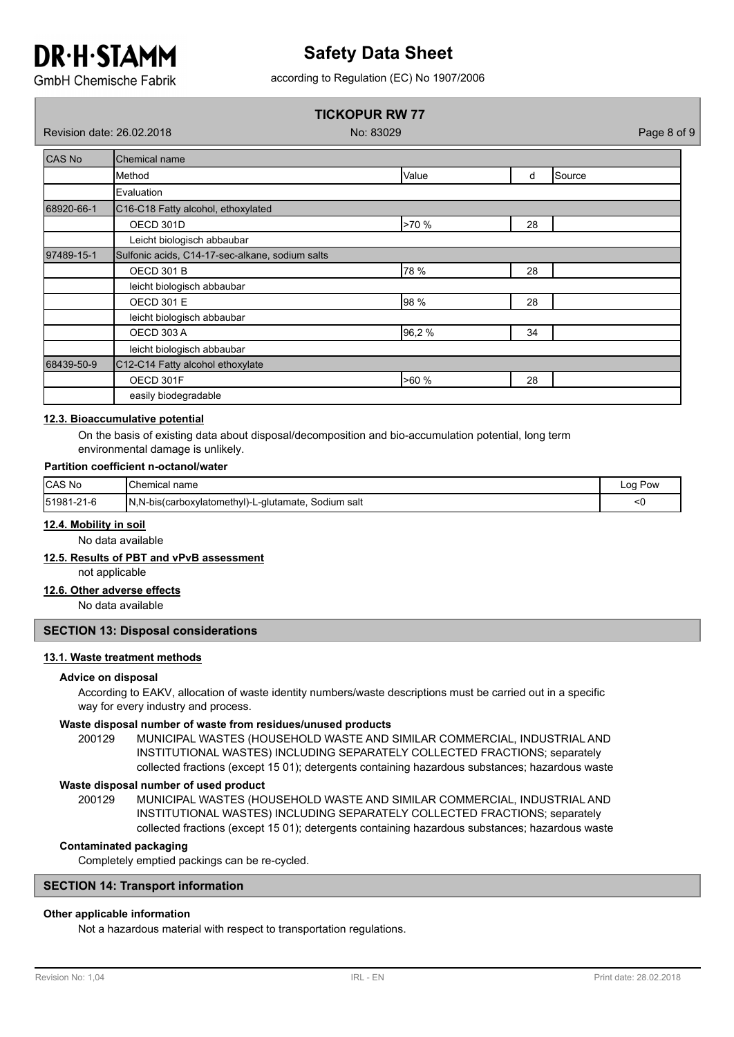| CAS No | Chemical name | | | |
|---|---|---|---|---|
| | Method | Value | d | Source |
| | Evaluation | | | |
| 68920-66-1 | C16-C18 Fatty alcohol, ethoxylated | | | |
| | OECD 301D | >70 % | 28 | |
| | Leicht biologisch abbaubar | | | |
| 97489-15-1 | Sulfonic acids, C14-17-sec-alkane, sodium salts | | | |
| | OECD 301 B | 78 % | 28 | |
| | leicht biologisch abbaubar | | | |
| | OECD 301 E | 98 % | 28 | |
| | leicht biologisch abbaubar | | | |
| | OECD 303 A | 96,2 % | 34 | |
| | leicht biologisch abbaubar | | | |
| 68439-50-9 | C12-C14 Fatty alcohol ethoxylate | | | |
| | OECD 301F | >60 % | 28 | |
| | easily biodegradable | | | |

### 12.3. Bioaccumulative potential

On the basis of existing data about disposal/decomposition and bio-accumulation potential, long term environmental damage is unlikely.

**Partition coefficient n-octanol/water**

| CAS No | Chemical name | Log Pow |
|---|---|---|
| 51981-21-6 | N,N-bis(carboxylatomethyl)-L-glutamate, Sodium salt | <0 |

### 12.4. Mobility in soil

No data available

### 12.5. Results of PBT and vPvB assessment

not applicable

### 12.6. Other adverse effects

No data available

## SECTION 13: Disposal considerations

### 13.1. Waste treatment methods

**Advice on disposal**

According to EAKV, allocation of waste identity numbers/waste descriptions must be carried out in a specific way for every industry and process.

**Waste disposal number of waste from residues/unused products**

200129 MUNICIPAL WASTES (HOUSEHOLD WASTE AND SIMILAR COMMERCIAL, INDUSTRIAL AND INSTITUTIONAL WASTES) INCLUDING SEPARATELY COLLECTED FRACTIONS; separately collected fractions (except 15 01); detergents containing hazardous substances; hazardous waste

**Waste disposal number of used product**

200129 MUNICIPAL WASTES (HOUSEHOLD WASTE AND SIMILAR COMMERCIAL, INDUSTRIAL AND INSTITUTIONAL WASTES) INCLUDING SEPARATELY COLLECTED FRACTIONS; separately collected fractions (except 15 01); detergents containing hazardous substances; hazardous waste

**Contaminated packaging**

Completely emptied packings can be re-cycled.

## SECTION 14: Transport information

**Other applicable information**

Not a hazardous material with respect to transportation regulations.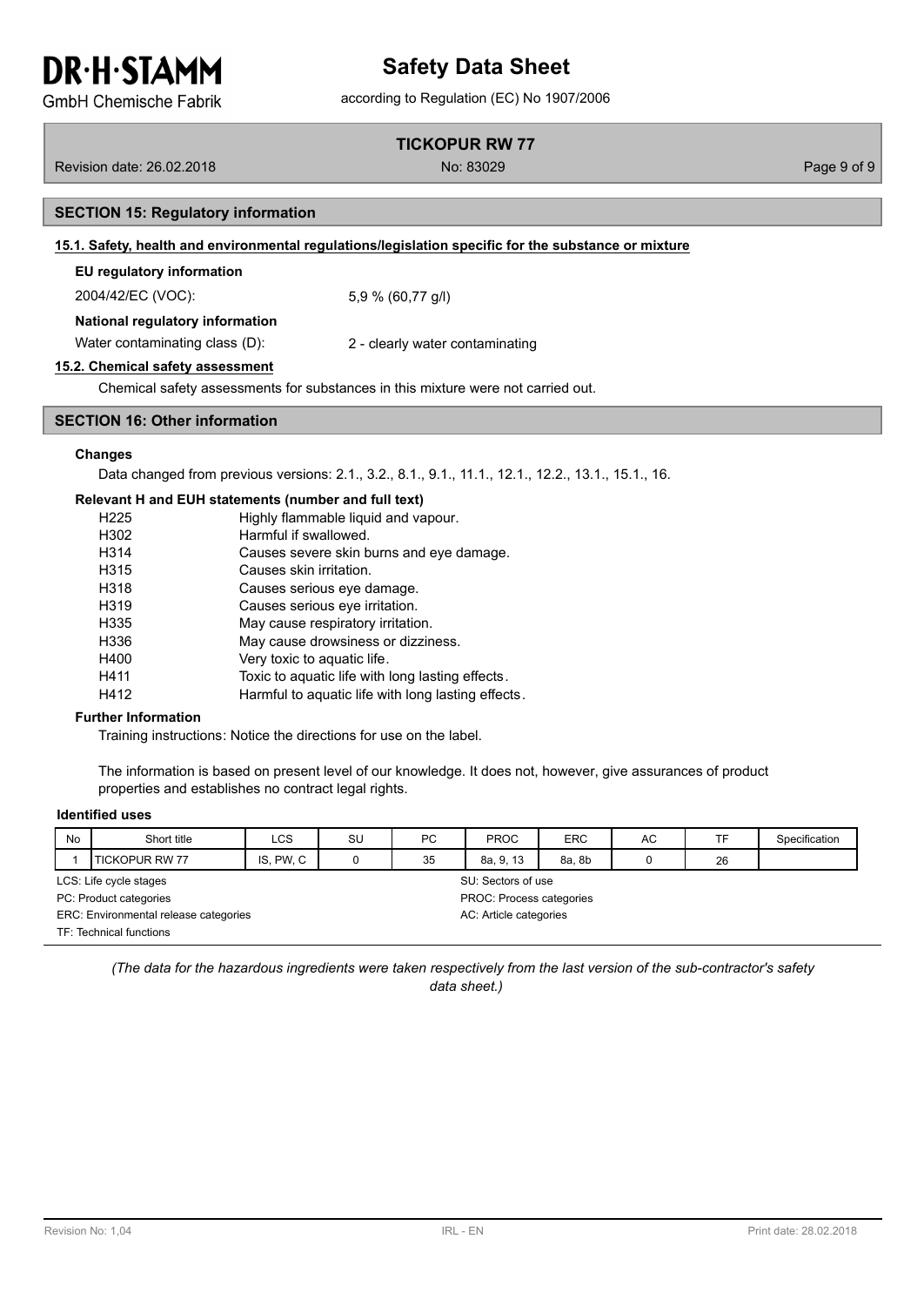## SECTION 15: Regulatory information

### 15.1. Safety, health and environmental regulations/legislation specific for the substance or mixture

**EU regulatory information**

2004/42/EC (VOC): 5,9 % (60,77 g/l)

**National regulatory information**

Water contaminating class (D): 2 - clearly water contaminating

### 15.2. Chemical safety assessment

Chemical safety assessments for substances in this mixture were not carried out.

## SECTION 16: Other information

**Changes**

Data changed from previous versions: 2.1., 3.2., 8.1., 9.1., 11.1., 12.1., 12.2., 13.1., 15.1., 16.

**Relevant H and EUH statements (number and full text)**

| | |
|---|---|
| H225 | Highly flammable liquid and vapour. |
| H302 | Harmful if swallowed. |
| H314 | Causes severe skin burns and eye damage. |
| H315 | Causes skin irritation. |
| H318 | Causes serious eye damage. |
| H319 | Causes serious eye irritation. |
| H335 | May cause respiratory irritation. |
| H336 | May cause drowsiness or dizziness. |
| H400 | Very toxic to aquatic life. |
| H411 | Toxic to aquatic life with long lasting effects. |
| H412 | Harmful to aquatic life with long lasting effects. |

**Further Information**

Training instructions: Notice the directions for use on the label.

The information is based on present level of our knowledge. It does not, however, give assurances of product properties and establishes no contract legal rights.

**Identified uses**

| No | Short title | LCS | SU | PC | PROC | ERC | AC | TF | Specification |
|---|---|---|---|---|---|---|---|---|---|
| 1 | TICKOPUR RW 77 | IS, PW, C | 0 | 35 | 8a, 9, 13 | 8a, 8b | 0 | 26 | |

LCS: Life cycle stages
SU: Sectors of use
PC: Product categories
PROC: Process categories
ERC: Environmental release categories
AC: Article categories
TF: Technical functions

*(The data for the hazardous ingredients were taken respectively from the last version of the sub-contractor's safety data sheet.)*